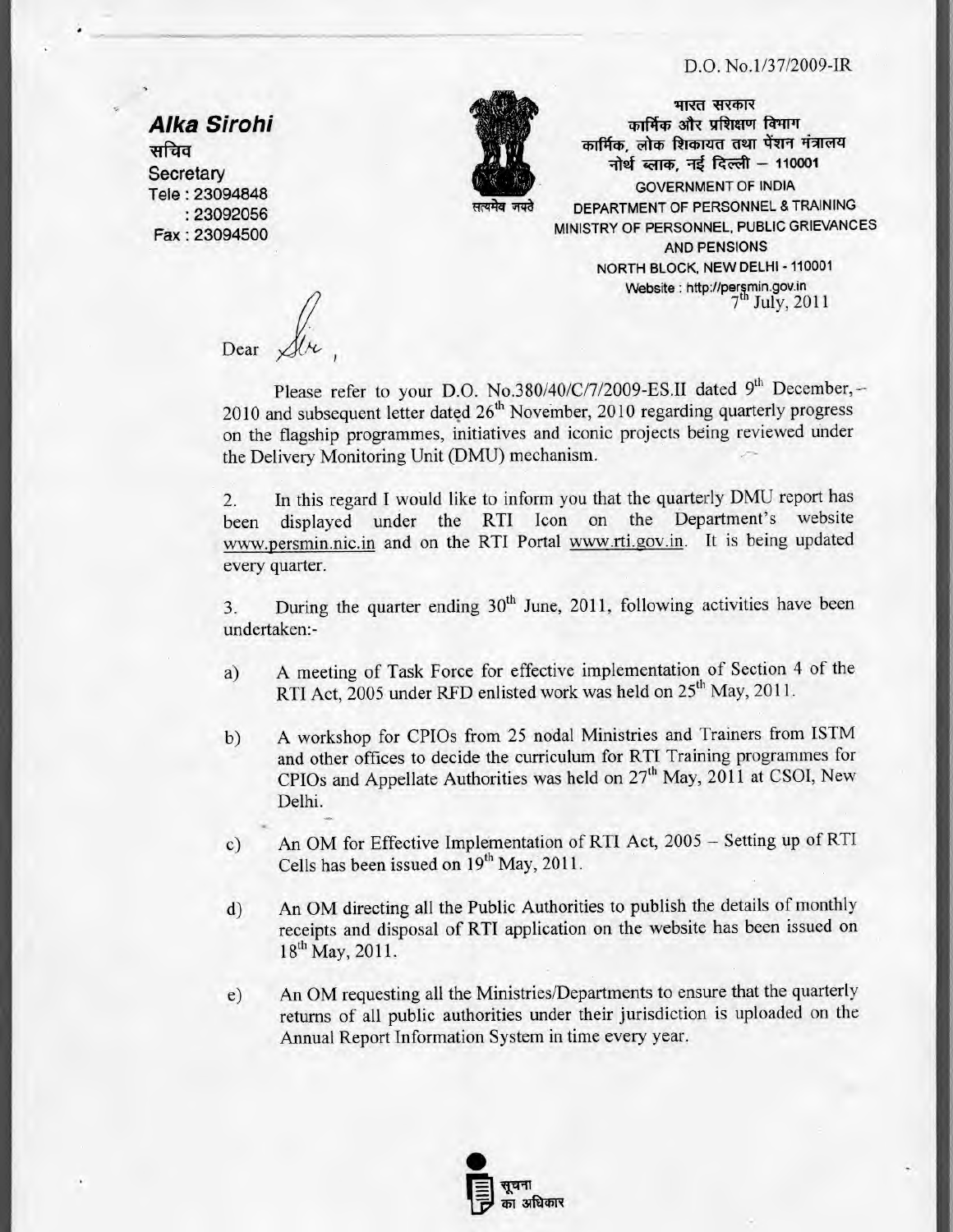D.O. No.1/37/2009-IR

**Alka Sirohi**
सचिव
Secretary
Tele : 23094848
: 23092056
Fax : 23094500

भारत सरकार
कार्मिक और प्रशिक्षण विभाग
कार्मिक, लोक शिकायत तथा पेंशन मंत्रालय
नोर्थ ब्लाक, नई दिल्ली – 110001

GOVERNMENT OF INDIA
DEPARTMENT OF PERSONNEL & TRAINING
MINISTRY OF PERSONNEL, PUBLIC GRIEVANCES AND PENSIONS
NORTH BLOCK, NEW DELHI - 110001
Website : http://persmin.gov.in

7th July, 2011

Dear Sir,

Please refer to your D.O. No.380/40/C/7/2009-ES.II dated 9th December, 2010 and subsequent letter dated 26th November, 2010 regarding quarterly progress on the flagship programmes, initiatives and iconic projects being reviewed under the Delivery Monitoring Unit (DMU) mechanism.

2. In this regard I would like to inform you that the quarterly DMU report has been displayed under the RTI Icon on the Department's website www.persmin.nic.in and on the RTI Portal www.rti.gov.in. It is being updated every quarter.

3. During the quarter ending 30th June, 2011, following activities have been undertaken:-

a) A meeting of Task Force for effective implementation of Section 4 of the RTI Act, 2005 under RFD enlisted work was held on 25th May, 2011.

b) A workshop for CPIOs from 25 nodal Ministries and Trainers from ISTM and other offices to decide the curriculum for RTI Training programmes for CPIOs and Appellate Authorities was held on 27th May, 2011 at CSOI, New Delhi.

c) An OM for Effective Implementation of RTI Act, 2005 – Setting up of RTI Cells has been issued on 19th May, 2011.

d) An OM directing all the Public Authorities to publish the details of monthly receipts and disposal of RTI application on the website has been issued on 18th May, 2011.

e) An OM requesting all the Ministries/Departments to ensure that the quarterly returns of all public authorities under their jurisdiction is uploaded on the Annual Report Information System in time every year.

सूचना का अधिकार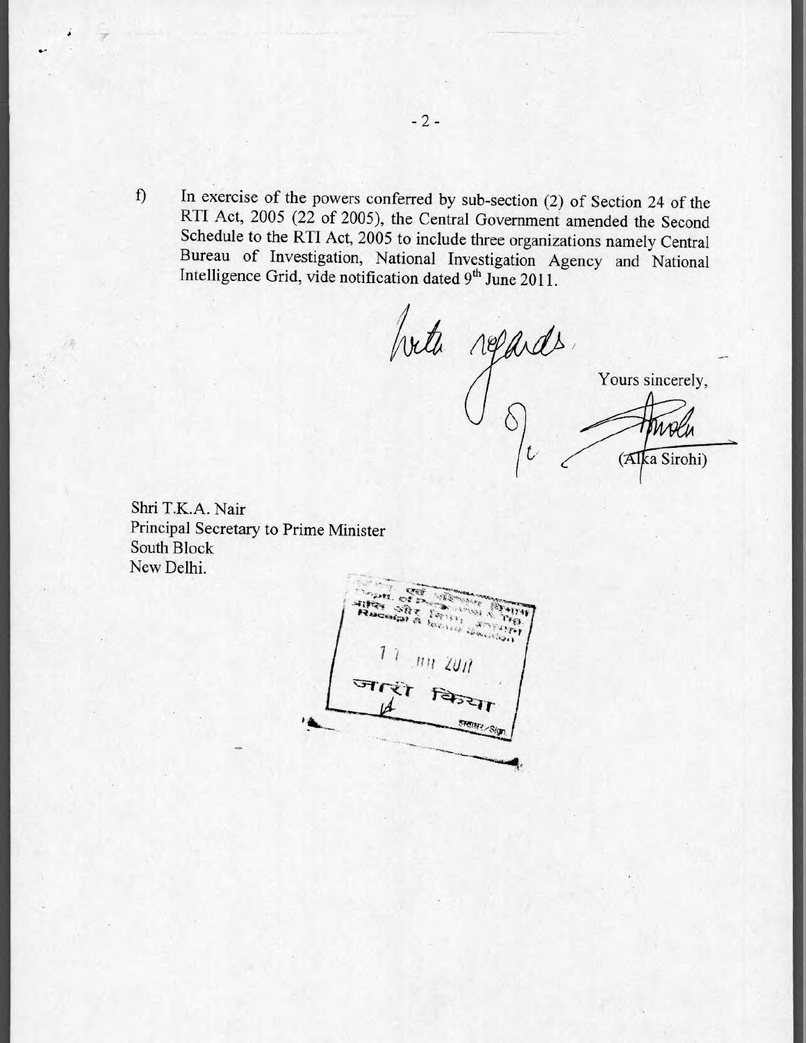f) In exercise of the powers conferred by sub-section (2) of Section 24 of the RTI Act, 2005 (22 of 2005), the Central Government amended the Second Schedule to the RTI Act, 2005 to include three organizations namely Central Bureau of Investigation, National Investigation Agency and National Intelligence Grid, vide notification dated 9th June 2011.

With regards,

Yours sincerely,

(Alka Sirohi)

Shri T.K.A. Nair
Principal Secretary to Prime Minister
South Block
New Delhi.

Dept. of Personnel & Trg.
Receipt & Issue Section
11 JUL 2011
जारी किया
हस्ताक्षर/Sign